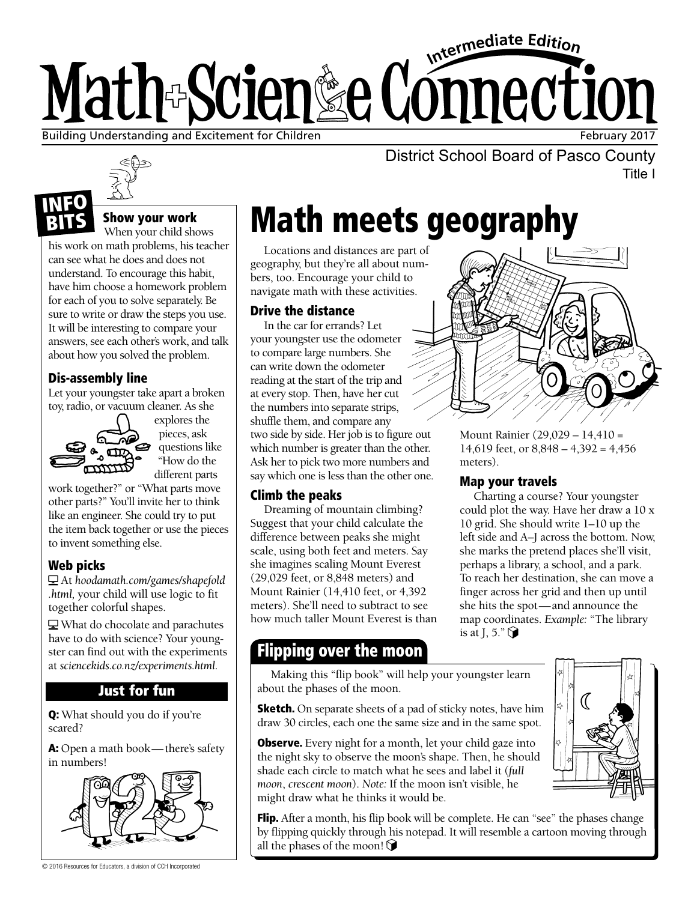# Math+Science Connection

Intermediate Edition

Building Understanding and Excitement for Children

February 2017

District School Board of Pasco County

Title I

## INFO BITS

### Show your work

When your child shows his work on math problems, his teacher can see what he does and does not understand. To encourage this habit, have him choose a homework problem for each of you to solve separately. Be sure to write or draw the steps you use. It will be interesting to compare your answers, see each other's work, and talk about how you solved the problem.

### Dis-assembly line

Let your youngster take apart a broken toy, radio, or vacuum cleaner. As she explores the pieces, ask questions like "How do the different parts work together?" or "What parts move other parts?" You'll invite her to think like an engineer. She could try to put the item back together or use the pieces to invent something else.

### Web picks

At *hoodamath.com/games/shapefold.html,* your child will use logic to fit together colorful shapes.

What do chocolate and parachutes have to do with science? Your youngster can find out with the experiments at *sciencekids.co.nz/experiments.html.*

### Just for fun

**Q:** What should you do if you're scared?

**A:** Open a math book—there's safety in numbers!

# Math meets geography

Locations and distances are part of geography, but they're all about numbers, too. Encourage your child to navigate math with these activities.

### Drive the distance

In the car for errands? Let your youngster use the odometer to compare large numbers. She can write down the odometer reading at the start of the trip and at every stop. Then, have her cut the numbers into separate strips, shuffle them, and compare any two side by side. Her job is to figure out which number is greater than the other. Ask her to pick two more numbers and say which one is less than the other one.

### Climb the peaks

Dreaming of mountain climbing? Suggest that your child calculate the difference between peaks she might scale, using both feet and meters. Say she imagines scaling Mount Everest (29,029 feet, or 8,848 meters) and Mount Rainier (14,410 feet, or 4,392 meters). She'll need to subtract to see how much taller Mount Everest is than Mount Rainier (29,029 – 14,410 = 14,619 feet, or 8,848 – 4,392 = 4,456 meters).

### Map your travels

Charting a course? Your youngster could plot the way. Have her draw a 10 x 10 grid. She should write 1–10 up the left side and A–J across the bottom. Now, she marks the pretend places she'll visit, perhaps a library, a school, and a park. To reach her destination, she can move a finger across her grid and then up until she hits the spot—and announce the map coordinates. *Example:* "The library is at J, 5."

## Flipping over the moon

Making this "flip book" will help your youngster learn about the phases of the moon.

**Sketch.** On separate sheets of a pad of sticky notes, have him draw 30 circles, each one the same size and in the same spot.

**Observe.** Every night for a month, let your child gaze into the night sky to observe the moon's shape. Then, he should shade each circle to match what he sees and label it (*full moon*, *crescent moon*). *Note:* If the moon isn't visible, he might draw what he thinks it would be.

**Flip.** After a month, his flip book will be complete. He can "see" the phases change by flipping quickly through his notepad. It will resemble a cartoon moving through all the phases of the moon!

© 2016 Resources for Educators, a division of CCH Incorporated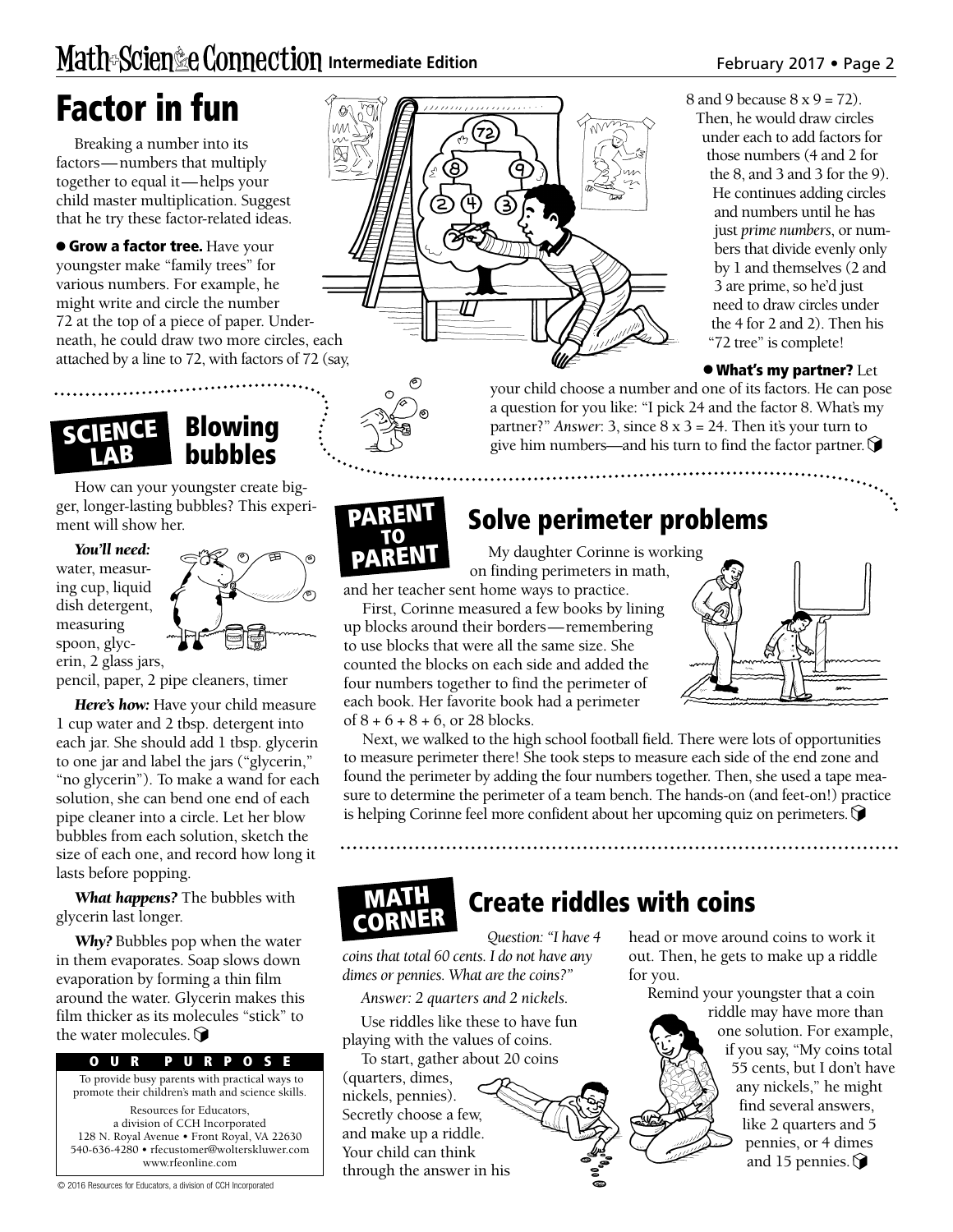# Factor in fun

Breaking a number into its factors—numbers that multiply together to equal it—helps your child master multiplication. Suggest that he try these factor-related ideas.

● **Grow a factor tree.** Have your youngster make "family trees" for various numbers. For example, he might write and circle the number 72 at the top of a piece of paper. Underneath, he could draw two more circles, each attached by a line to 72, with factors of 72 (say, 8 and 9 because 8 x 9 = 72). Then, he would draw circles under each to add factors for those numbers (4 and 2 for the 8, and 3 and 3 for the 9). He continues adding circles and numbers until he has just *prime numbers*, or numbers that divide evenly only by 1 and themselves (2 and 3 are prime, so he'd just need to draw circles under the 4 for 2 and 2). Then his "72 tree" is complete!

● **What's my partner?** Let your child choose a number and one of its factors. He can pose a question for you like: "I pick 24 and the factor 8. What's my partner?" *Answer*: 3, since 8 x 3 = 24. Then it's your turn to give him numbers—and his turn to find the factor partner.

## SCIENCE LAB: Blowing bubbles

How can your youngster create bigger, longer-lasting bubbles? This experiment will show her.

***You'll need:*** water, measuring cup, liquid dish detergent, measuring spoon, glycerin, 2 glass jars, pencil, paper, 2 pipe cleaners, timer

***Here's how:*** Have your child measure 1 cup water and 2 tbsp. detergent into each jar. She should add 1 tbsp. glycerin to one jar and label the jars ("glycerin," "no glycerin"). To make a wand for each solution, she can bend one end of each pipe cleaner into a circle. Let her blow bubbles from each solution, sketch the size of each one, and record how long it lasts before popping.

***What happens?*** The bubbles with glycerin last longer.

***Why?*** Bubbles pop when the water in them evaporates. Soap slows down evaporation by forming a thin film around the water. Glycerin makes this film thicker as its molecules "stick" to the water molecules.

## PARENT TO PARENT: Solve perimeter problems

My daughter Corinne is working on finding perimeters in math, and her teacher sent home ways to practice.

First, Corinne measured a few books by lining up blocks around their borders—remembering to use blocks that were all the same size. She counted the blocks on each side and added the four numbers together to find the perimeter of each book. Her favorite book had a perimeter of 8 + 6 + 8 + 6, or 28 blocks.

Next, we walked to the high school football field. There were lots of opportunities to measure perimeter there! She took steps to measure each side of the end zone and found the perimeter by adding the four numbers together. Then, she used a tape measure to determine the perimeter of a team bench. The hands-on (and feet-on!) practice is helping Corinne feel more confident about her upcoming quiz on perimeters.

## MATH CORNER: Create riddles with coins

*Question: "I have 4 coins that total 60 cents. I do not have any dimes or pennies. What are the coins?"*

*Answer: 2 quarters and 2 nickels.*

Use riddles like these to have fun playing with the values of coins.

To start, gather about 20 coins (quarters, dimes, nickels, pennies). Secretly choose a few, and make up a riddle. Your child can think through the answer in his head or move around coins to work it out. Then, he gets to make up a riddle for you.

Remind your youngster that a coin riddle may have more than one solution. For example, if you say, "My coins total 55 cents, but I don't have any nickels," he might find several answers, like 2 quarters and 5 pennies, or 4 dimes and 15 pennies.

**OUR PURPOSE**

To provide busy parents with practical ways to promote their children's math and science skills.

Resources for Educators,
a division of CCH Incorporated
128 N. Royal Avenue • Front Royal, VA 22630
540-636-4280 • rfecustomer@wolterskluwer.com
www.rfeonline.com

© 2016 Resources for Educators, a division of CCH Incorporated